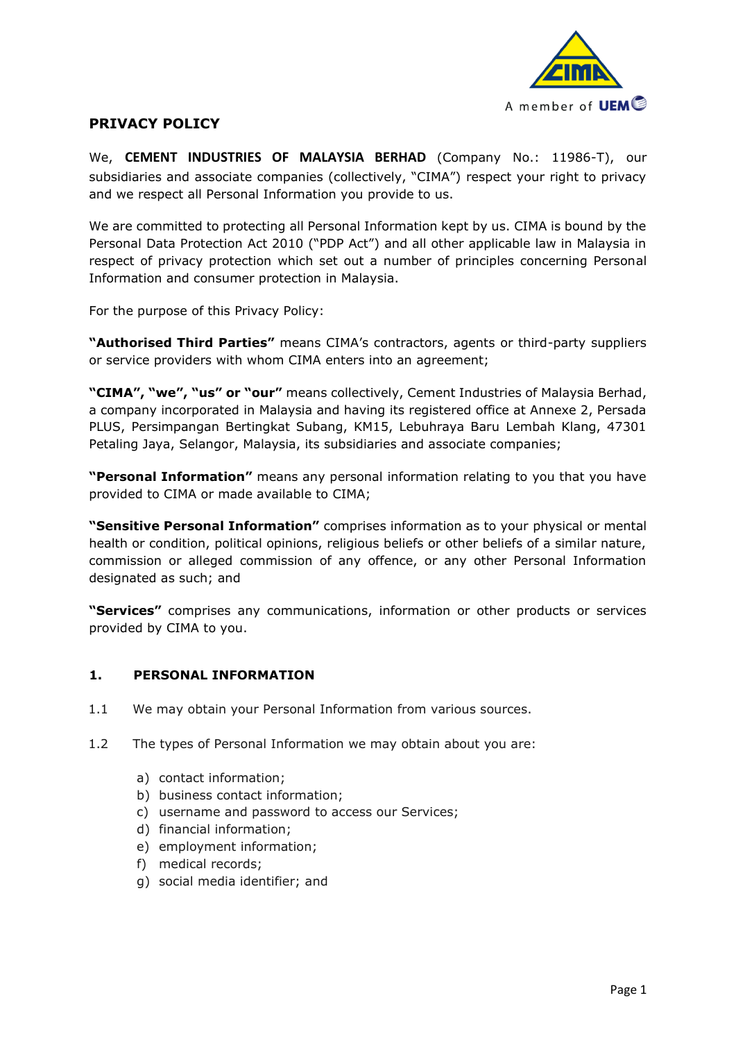## PRIVACY POLICY

We, **CEMENT INDUSTRIES OF MALAYSIA BERHAD** (Company No.: 11986-T), our subsidiaries and associate companies (collectively, "CIMA") respect your right to privacy and we respect all Personal Information you provide to us.

We are committed to protecting all Personal Information kept by us. CIMA is bound by the Personal Data Protection Act 2010 ("PDP Act") and all other applicable law in Malaysia in respect of privacy protection which set out a number of principles concerning Personal Information and consumer protection in Malaysia.

For the purpose of this Privacy Policy:

**"Authorised Third Parties"** means CIMA's contractors, agents or third-party suppliers or service providers with whom CIMA enters into an agreement;

**"CIMA", "we", "us" or "our"** means collectively, Cement Industries of Malaysia Berhad, a company incorporated in Malaysia and having its registered office at Annexe 2, Persada PLUS, Persimpangan Bertingkat Subang, KM15, Lebuhraya Baru Lembah Klang, 47301 Petaling Jaya, Selangor, Malaysia, its subsidiaries and associate companies;

**"Personal Information"** means any personal information relating to you that you have provided to CIMA or made available to CIMA;

**"Sensitive Personal Information"** comprises information as to your physical or mental health or condition, political opinions, religious beliefs or other beliefs of a similar nature, commission or alleged commission of any offence, or any other Personal Information designated as such; and

**"Services"** comprises any communications, information or other products or services provided by CIMA to you.

### 1. PERSONAL INFORMATION

1.1 We may obtain your Personal Information from various sources.

1.2 The types of Personal Information we may obtain about you are:

a) contact information;
b) business contact information;
c) username and password to access our Services;
d) financial information;
e) employment information;
f) medical records;
g) social media identifier; and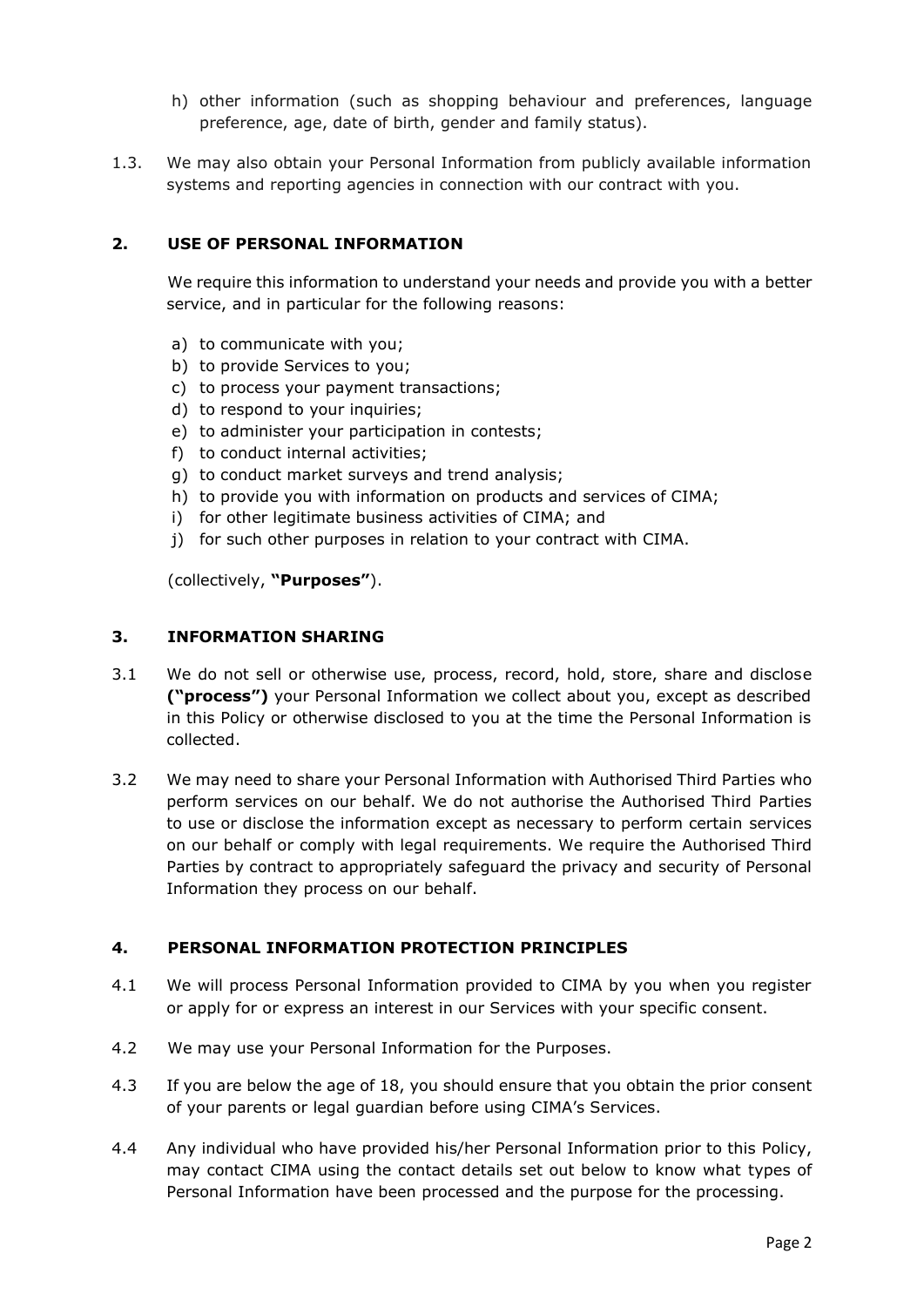h) other information (such as shopping behaviour and preferences, language preference, age, date of birth, gender and family status).

1.3. We may also obtain your Personal Information from publicly available information systems and reporting agencies in connection with our contract with you.

## 2. USE OF PERSONAL INFORMATION

We require this information to understand your needs and provide you with a better service, and in particular for the following reasons:

a) to communicate with you;
b) to provide Services to you;
c) to process your payment transactions;
d) to respond to your inquiries;
e) to administer your participation in contests;
f) to conduct internal activities;
g) to conduct market surveys and trend analysis;
h) to provide you with information on products and services of CIMA;
i) for other legitimate business activities of CIMA; and
j) for such other purposes in relation to your contract with CIMA.

(collectively, **"Purposes"**).

## 3. INFORMATION SHARING

3.1 We do not sell or otherwise use, process, record, hold, store, share and disclose **("process")** your Personal Information we collect about you, except as described in this Policy or otherwise disclosed to you at the time the Personal Information is collected.

3.2 We may need to share your Personal Information with Authorised Third Parties who perform services on our behalf. We do not authorise the Authorised Third Parties to use or disclose the information except as necessary to perform certain services on our behalf or comply with legal requirements. We require the Authorised Third Parties by contract to appropriately safeguard the privacy and security of Personal Information they process on our behalf.

## 4. PERSONAL INFORMATION PROTECTION PRINCIPLES

4.1 We will process Personal Information provided to CIMA by you when you register or apply for or express an interest in our Services with your specific consent.

4.2 We may use your Personal Information for the Purposes.

4.3 If you are below the age of 18, you should ensure that you obtain the prior consent of your parents or legal guardian before using CIMA's Services.

4.4 Any individual who have provided his/her Personal Information prior to this Policy, may contact CIMA using the contact details set out below to know what types of Personal Information have been processed and the purpose for the processing.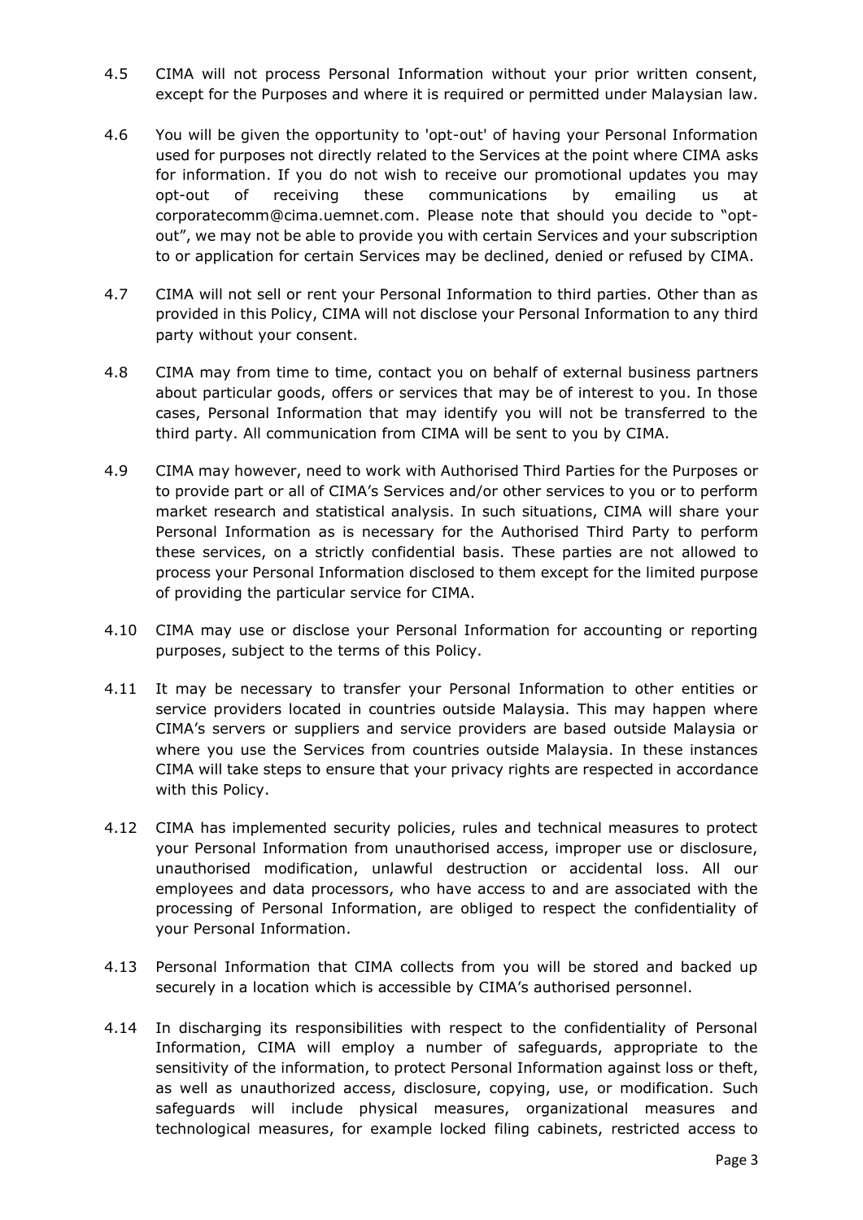4.5 CIMA will not process Personal Information without your prior written consent, except for the Purposes and where it is required or permitted under Malaysian law.

4.6 You will be given the opportunity to 'opt-out' of having your Personal Information used for purposes not directly related to the Services at the point where CIMA asks for information. If you do not wish to receive our promotional updates you may opt-out of receiving these communications by emailing us at corporatecomm@cima.uemnet.com. Please note that should you decide to "opt-out", we may not be able to provide you with certain Services and your subscription to or application for certain Services may be declined, denied or refused by CIMA.

4.7 CIMA will not sell or rent your Personal Information to third parties. Other than as provided in this Policy, CIMA will not disclose your Personal Information to any third party without your consent.

4.8 CIMA may from time to time, contact you on behalf of external business partners about particular goods, offers or services that may be of interest to you. In those cases, Personal Information that may identify you will not be transferred to the third party. All communication from CIMA will be sent to you by CIMA.

4.9 CIMA may however, need to work with Authorised Third Parties for the Purposes or to provide part or all of CIMA's Services and/or other services to you or to perform market research and statistical analysis. In such situations, CIMA will share your Personal Information as is necessary for the Authorised Third Party to perform these services, on a strictly confidential basis. These parties are not allowed to process your Personal Information disclosed to them except for the limited purpose of providing the particular service for CIMA.

4.10 CIMA may use or disclose your Personal Information for accounting or reporting purposes, subject to the terms of this Policy.

4.11 It may be necessary to transfer your Personal Information to other entities or service providers located in countries outside Malaysia. This may happen where CIMA's servers or suppliers and service providers are based outside Malaysia or where you use the Services from countries outside Malaysia. In these instances CIMA will take steps to ensure that your privacy rights are respected in accordance with this Policy.

4.12 CIMA has implemented security policies, rules and technical measures to protect your Personal Information from unauthorised access, improper use or disclosure, unauthorised modification, unlawful destruction or accidental loss. All our employees and data processors, who have access to and are associated with the processing of Personal Information, are obliged to respect the confidentiality of your Personal Information.

4.13 Personal Information that CIMA collects from you will be stored and backed up securely in a location which is accessible by CIMA's authorised personnel.

4.14 In discharging its responsibilities with respect to the confidentiality of Personal Information, CIMA will employ a number of safeguards, appropriate to the sensitivity of the information, to protect Personal Information against loss or theft, as well as unauthorized access, disclosure, copying, use, or modification. Such safeguards will include physical measures, organizational measures and technological measures, for example locked filing cabinets, restricted access to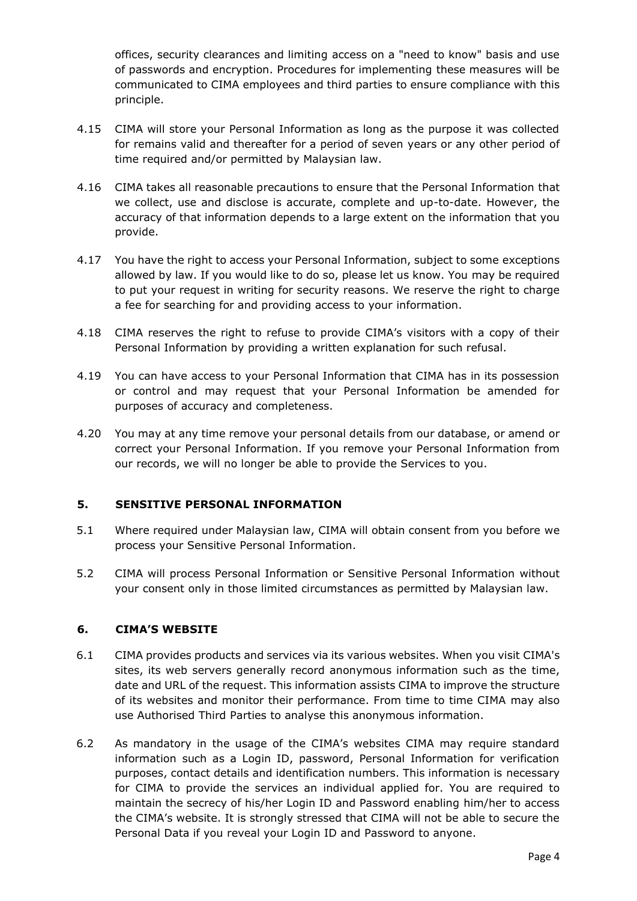offices, security clearances and limiting access on a "need to know" basis and use of passwords and encryption. Procedures for implementing these measures will be communicated to CIMA employees and third parties to ensure compliance with this principle.

4.15 CIMA will store your Personal Information as long as the purpose it was collected for remains valid and thereafter for a period of seven years or any other period of time required and/or permitted by Malaysian law.

4.16 CIMA takes all reasonable precautions to ensure that the Personal Information that we collect, use and disclose is accurate, complete and up-to-date. However, the accuracy of that information depends to a large extent on the information that you provide.

4.17 You have the right to access your Personal Information, subject to some exceptions allowed by law. If you would like to do so, please let us know. You may be required to put your request in writing for security reasons. We reserve the right to charge a fee for searching for and providing access to your information.

4.18 CIMA reserves the right to refuse to provide CIMA's visitors with a copy of their Personal Information by providing a written explanation for such refusal.

4.19 You can have access to your Personal Information that CIMA has in its possession or control and may request that your Personal Information be amended for purposes of accuracy and completeness.

4.20 You may at any time remove your personal details from our database, or amend or correct your Personal Information. If you remove your Personal Information from our records, we will no longer be able to provide the Services to you.

## 5. SENSITIVE PERSONAL INFORMATION

5.1 Where required under Malaysian law, CIMA will obtain consent from you before we process your Sensitive Personal Information.

5.2 CIMA will process Personal Information or Sensitive Personal Information without your consent only in those limited circumstances as permitted by Malaysian law.

## 6. CIMA'S WEBSITE

6.1 CIMA provides products and services via its various websites. When you visit CIMA's sites, its web servers generally record anonymous information such as the time, date and URL of the request. This information assists CIMA to improve the structure of its websites and monitor their performance. From time to time CIMA may also use Authorised Third Parties to analyse this anonymous information.

6.2 As mandatory in the usage of the CIMA's websites CIMA may require standard information such as a Login ID, password, Personal Information for verification purposes, contact details and identification numbers. This information is necessary for CIMA to provide the services an individual applied for. You are required to maintain the secrecy of his/her Login ID and Password enabling him/her to access the CIMA's website. It is strongly stressed that CIMA will not be able to secure the Personal Data if you reveal your Login ID and Password to anyone.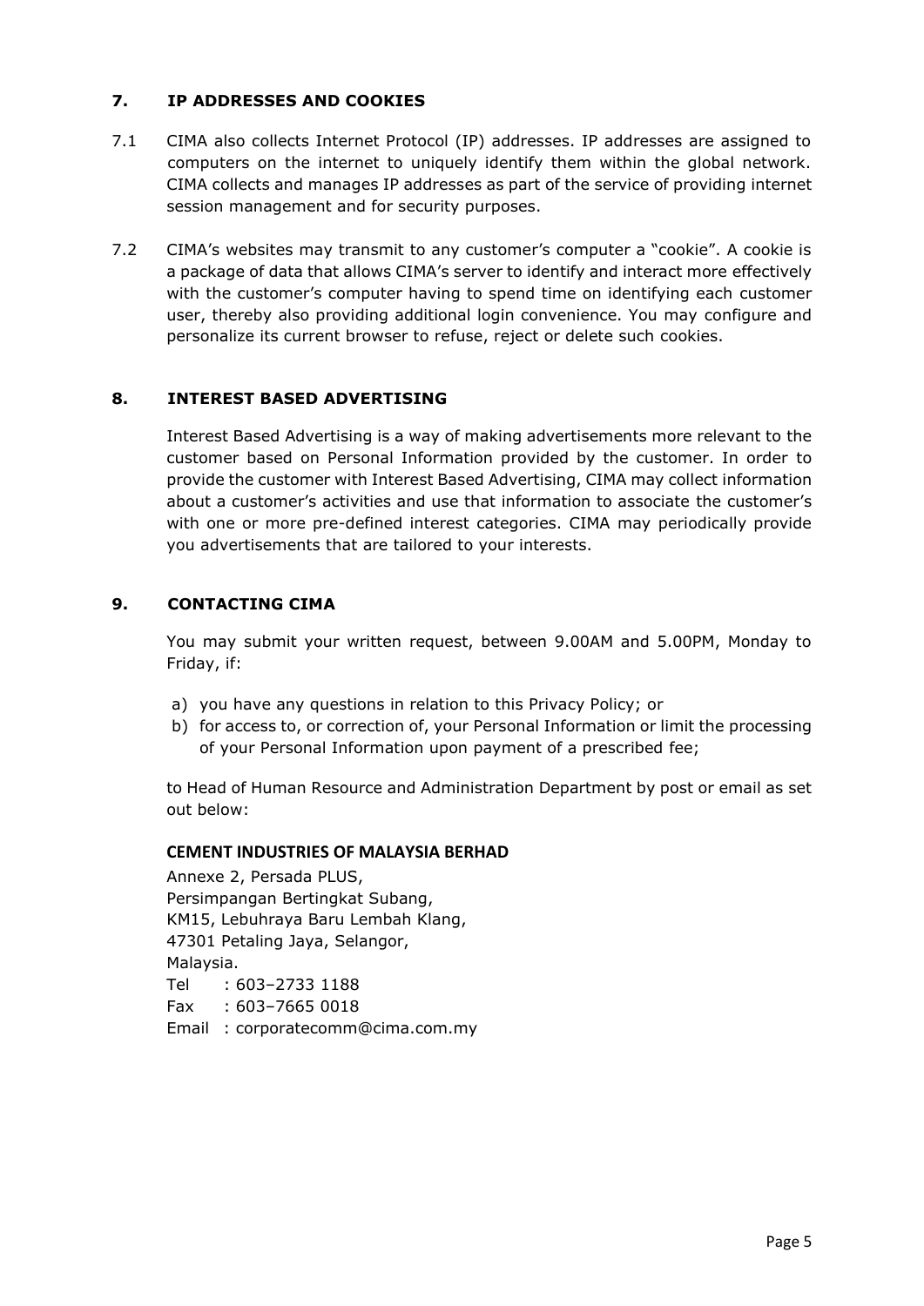## 7. IP ADDRESSES AND COOKIES

7.1 CIMA also collects Internet Protocol (IP) addresses. IP addresses are assigned to computers on the internet to uniquely identify them within the global network. CIMA collects and manages IP addresses as part of the service of providing internet session management and for security purposes.

7.2 CIMA's websites may transmit to any customer's computer a "cookie". A cookie is a package of data that allows CIMA's server to identify and interact more effectively with the customer's computer having to spend time on identifying each customer user, thereby also providing additional login convenience. You may configure and personalize its current browser to refuse, reject or delete such cookies.

## 8. INTEREST BASED ADVERTISING

Interest Based Advertising is a way of making advertisements more relevant to the customer based on Personal Information provided by the customer. In order to provide the customer with Interest Based Advertising, CIMA may collect information about a customer's activities and use that information to associate the customer's with one or more pre-defined interest categories. CIMA may periodically provide you advertisements that are tailored to your interests.

## 9. CONTACTING CIMA

You may submit your written request, between 9.00AM and 5.00PM, Monday to Friday, if:

a) you have any questions in relation to this Privacy Policy; or
b) for access to, or correction of, your Personal Information or limit the processing of your Personal Information upon payment of a prescribed fee;

to Head of Human Resource and Administration Department by post or email as set out below:

**CEMENT INDUSTRIES OF MALAYSIA BERHAD**

Annexe 2, Persada PLUS,
Persimpangan Bertingkat Subang,
KM15, Lebuhraya Baru Lembah Klang,
47301 Petaling Jaya, Selangor,
Malaysia.
Tel : 603–2733 1188
Fax : 603–7665 0018
Email : corporatecomm@cima.com.my